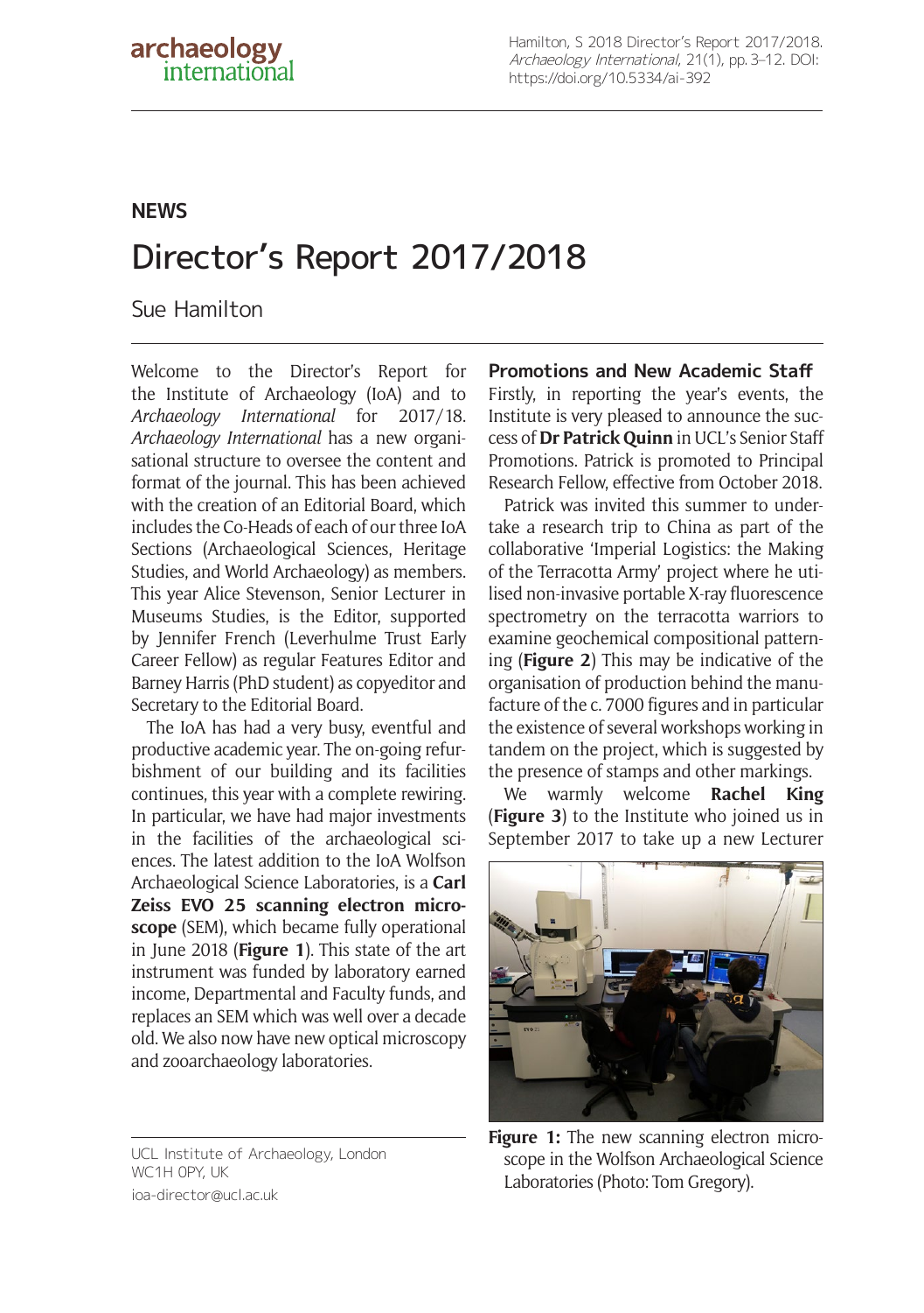NEWS

# Director's Report 2017/2018

Sue Hamilton

Welcome to the Director's Report for the Institute of Archaeology (IoA) and to *Archaeology International* for 2017/18. *Archaeology International* has a new organisational structure to oversee the content and format of the journal. This has been achieved with the creation of an Editorial Board, which includes the Co-Heads of each of our three IoA Sections (Archaeological Sciences, Heritage Studies, and World Archaeology) as members. This year Alice Stevenson, Senior Lecturer in Museums Studies, is the Editor, supported by Jennifer French (Leverhulme Trust Early Career Fellow) as regular Features Editor and Barney Harris (PhD student) as copyeditor and Secretary to the Editorial Board.

The IoA has had a very busy, eventful and productive academic year. The on-going refurbishment of our building and its facilities continues, this year with a complete rewiring. In particular, we have had major investments in the facilities of the archaeological sciences. The latest addition to the IoA Wolfson Archaeological Science Laboratories, is a **Carl Zeiss EVO 25 scanning electron microscope** (SEM), which became fully operational in June 2018 (**Figure 1**). This state of the art instrument was funded by laboratory earned income, Departmental and Faculty funds, and replaces an SEM which was well over a decade old. We also now have new optical microscopy and zooarchaeology laboratories.

UCL Institute of Archaeology, London WC1H 0PY, UK
ioa-director@ucl.ac.uk

## Promotions and New Academic Staff

Firstly, in reporting the year's events, the Institute is very pleased to announce the success of **Dr Patrick Quinn** in UCL's Senior Staff Promotions. Patrick is promoted to Principal Research Fellow, effective from October 2018.

Patrick was invited this summer to undertake a research trip to China as part of the collaborative 'Imperial Logistics: the Making of the Terracotta Army' project where he utilised non-invasive portable X-ray fluorescence spectrometry on the terracotta warriors to examine geochemical compositional patterning (**Figure 2**) This may be indicative of the organisation of production behind the manufacture of the c. 7000 figures and in particular the existence of several workshops working in tandem on the project, which is suggested by the presence of stamps and other markings.

We warmly welcome **Rachel King** (**Figure 3**) to the Institute who joined us in September 2017 to take up a new Lecturer

**Figure 1:** The new scanning electron microscope in the Wolfson Archaeological Science Laboratories (Photo: Tom Gregory).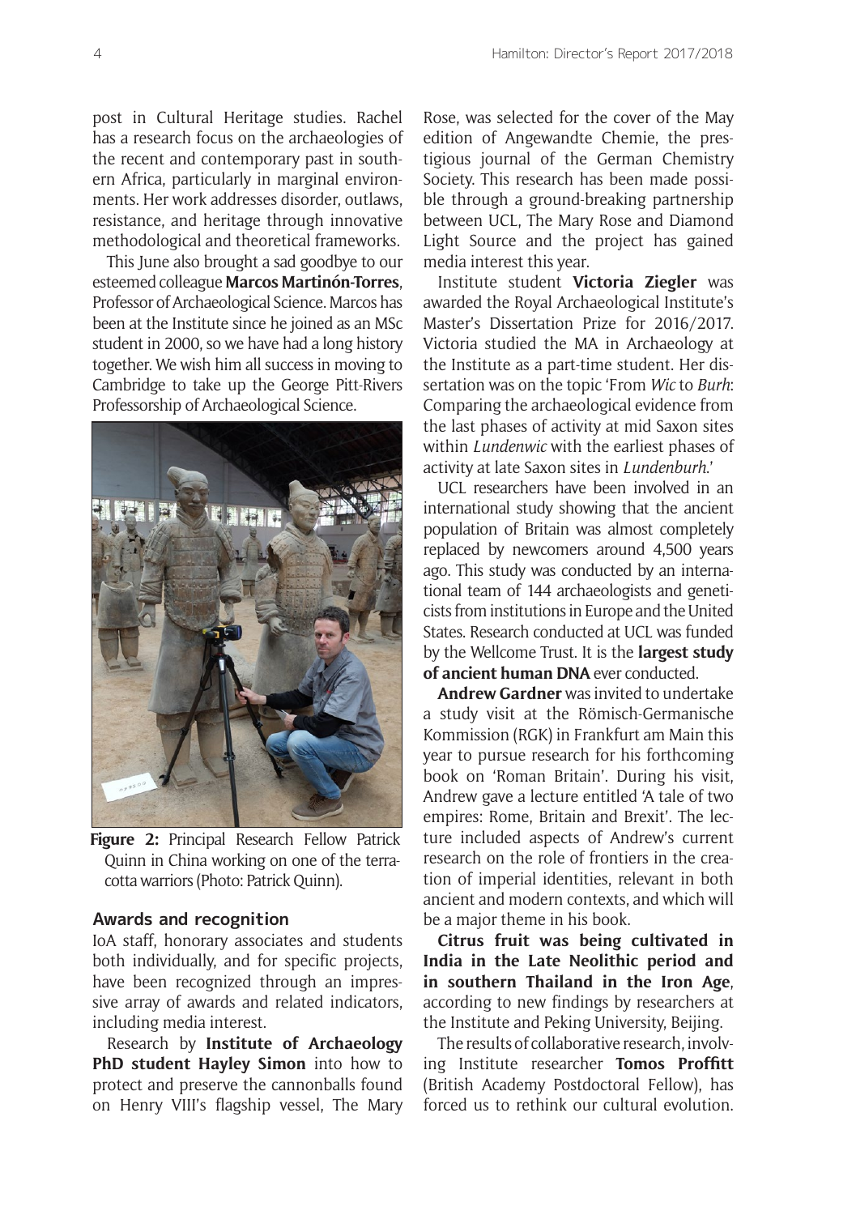post in Cultural Heritage studies. Rachel has a research focus on the archaeologies of the recent and contemporary past in southern Africa, particularly in marginal environments. Her work addresses disorder, outlaws, resistance, and heritage through innovative methodological and theoretical frameworks.

This June also brought a sad goodbye to our esteemed colleague **Marcos Martinón-Torres**, Professor of Archaeological Science. Marcos has been at the Institute since he joined as an MSc student in 2000, so we have had a long history together. We wish him all success in moving to Cambridge to take up the George Pitt-Rivers Professorship of Archaeological Science.

**Figure 2:** Principal Research Fellow Patrick Quinn in China working on one of the terracotta warriors (Photo: Patrick Quinn).

### Awards and recognition

IoA staff, honorary associates and students both individually, and for specific projects, have been recognized through an impressive array of awards and related indicators, including media interest.

Research by **Institute of Archaeology PhD student Hayley Simon** into how to protect and preserve the cannonballs found on Henry VIII's flagship vessel, The Mary Rose, was selected for the cover of the May edition of Angewandte Chemie, the prestigious journal of the German Chemistry Society. This research has been made possible through a ground-breaking partnership between UCL, The Mary Rose and Diamond Light Source and the project has gained media interest this year.

Institute student **Victoria Ziegler** was awarded the Royal Archaeological Institute's Master's Dissertation Prize for 2016/2017. Victoria studied the MA in Archaeology at the Institute as a part-time student. Her dissertation was on the topic 'From *Wic* to *Burh*: Comparing the archaeological evidence from the last phases of activity at mid Saxon sites within *Lundenwic* with the earliest phases of activity at late Saxon sites in *Lundenburh*.'

UCL researchers have been involved in an international study showing that the ancient population of Britain was almost completely replaced by newcomers around 4,500 years ago. This study was conducted by an international team of 144 archaeologists and geneticists from institutions in Europe and the United States. Research conducted at UCL was funded by the Wellcome Trust. It is the **largest study of ancient human DNA** ever conducted.

**Andrew Gardner** was invited to undertake a study visit at the Römisch-Germanische Kommission (RGK) in Frankfurt am Main this year to pursue research for his forthcoming book on 'Roman Britain'. During his visit, Andrew gave a lecture entitled 'A tale of two empires: Rome, Britain and Brexit'. The lecture included aspects of Andrew's current research on the role of frontiers in the creation of imperial identities, relevant in both ancient and modern contexts, and which will be a major theme in his book.

**Citrus fruit was being cultivated in India in the Late Neolithic period and in southern Thailand in the Iron Age**, according to new findings by researchers at the Institute and Peking University, Beijing.

The results of collaborative research, involving Institute researcher **Tomos Proffitt** (British Academy Postdoctoral Fellow), has forced us to rethink our cultural evolution.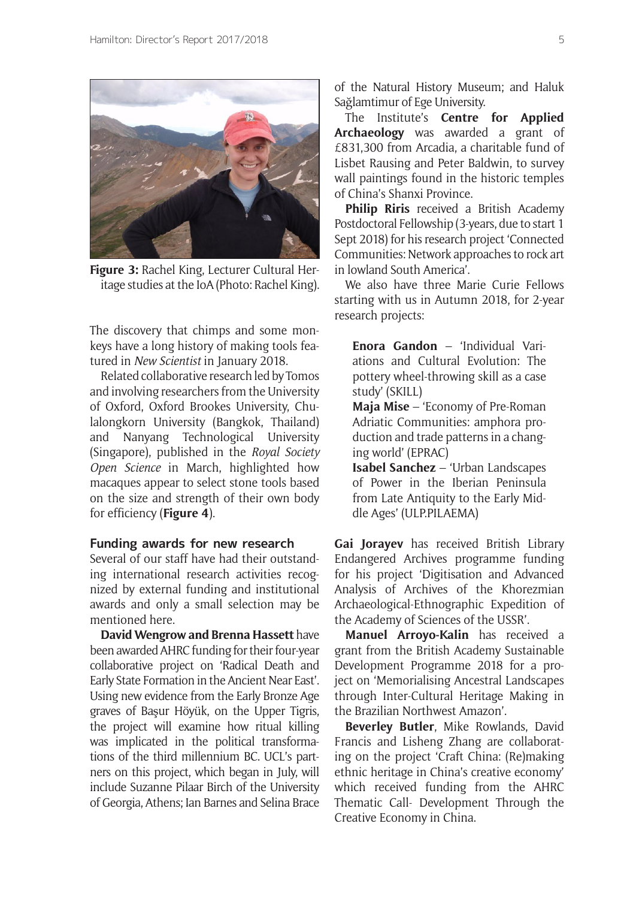**Figure 3:** Rachel King, Lecturer Cultural Heritage studies at the IoA (Photo: Rachel King).

The discovery that chimps and some monkeys have a long history of making tools featured in *New Scientist* in January 2018.

Related collaborative research led by Tomos and involving researchers from the University of Oxford, Oxford Brookes University, Chulalongkorn University (Bangkok, Thailand) and Nanyang Technological University (Singapore), published in the *Royal Society Open Science* in March, highlighted how macaques appear to select stone tools based on the size and strength of their own body for efficiency (**Figure 4**).

### Funding awards for new research

Several of our staff have had their outstanding international research activities recognized by external funding and institutional awards and only a small selection may be mentioned here.

**David Wengrow and Brenna Hassett** have been awarded AHRC funding for their four-year collaborative project on 'Radical Death and Early State Formation in the Ancient Near East'. Using new evidence from the Early Bronze Age graves of Başur Höyük, on the Upper Tigris, the project will examine how ritual killing was implicated in the political transformations of the third millennium BC. UCL's partners on this project, which began in July, will include Suzanne Pilaar Birch of the University of Georgia, Athens; Ian Barnes and Selina Brace of the Natural History Museum; and Haluk Sağlamtimur of Ege University.

The Institute's **Centre for Applied Archaeology** was awarded a grant of £831,300 from Arcadia, a charitable fund of Lisbet Rausing and Peter Baldwin, to survey wall paintings found in the historic temples of China's Shanxi Province.

**Philip Riris** received a British Academy Postdoctoral Fellowship (3-years, due to start 1 Sept 2018) for his research project 'Connected Communities: Network approaches to rock art in lowland South America'.

We also have three Marie Curie Fellows starting with us in Autumn 2018, for 2-year research projects:

**Enora Gandon** – 'Individual Variations and Cultural Evolution: The pottery wheel-throwing skill as a case study' (SKILL)
**Maja Mise** – 'Economy of Pre-Roman Adriatic Communities: amphora production and trade patterns in a changing world' (EPRAC)
**Isabel Sanchez** – 'Urban Landscapes of Power in the Iberian Peninsula from Late Antiquity to the Early Middle Ages' (ULP.PILAEMA)

**Gai Jorayev** has received British Library Endangered Archives programme funding for his project 'Digitisation and Advanced Analysis of Archives of the Khorezmian Archaeological-Ethnographic Expedition of the Academy of Sciences of the USSR'.

**Manuel Arroyo-Kalin** has received a grant from the British Academy Sustainable Development Programme 2018 for a project on 'Memorialising Ancestral Landscapes through Inter-Cultural Heritage Making in the Brazilian Northwest Amazon'.

**Beverley Butler**, Mike Rowlands, David Francis and Lisheng Zhang are collaborating on the project 'Craft China: (Re)making ethnic heritage in China's creative economy' which received funding from the AHRC Thematic Call- Development Through the Creative Economy in China.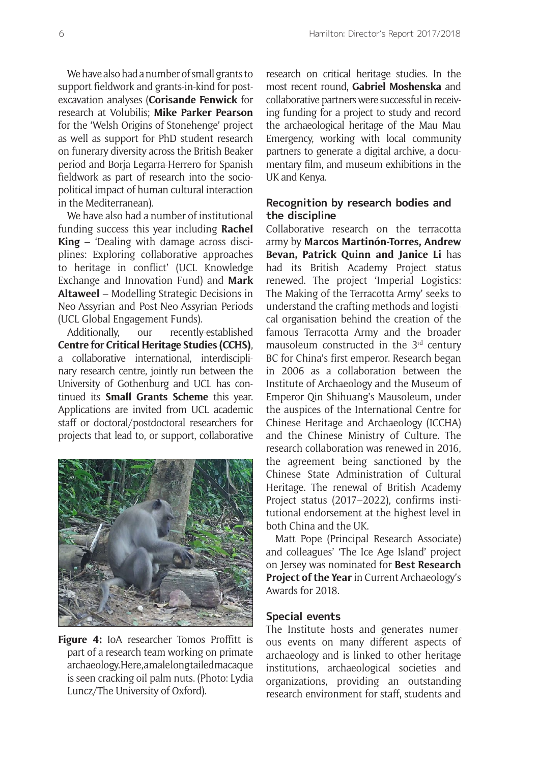We have also had a number of small grants to support fieldwork and grants-in-kind for post-excavation analyses (**Corisande Fenwick** for research at Volubilis; **Mike Parker Pearson** for the 'Welsh Origins of Stonehenge' project as well as support for PhD student research on funerary diversity across the British Beaker period and Borja Legarra-Herrero for Spanish fieldwork as part of research into the socio-political impact of human cultural interaction in the Mediterranean).

We have also had a number of institutional funding success this year including **Rachel King** – 'Dealing with damage across disciplines: Exploring collaborative approaches to heritage in conflict' (UCL Knowledge Exchange and Innovation Fund) and **Mark Altaweel** – Modelling Strategic Decisions in Neo-Assyrian and Post-Neo-Assyrian Periods (UCL Global Engagement Funds).

Additionally, our recently-established **Centre for Critical Heritage Studies (CCHS)**, a collaborative international, interdisciplinary research centre, jointly run between the University of Gothenburg and UCL has continued its **Small Grants Scheme** this year. Applications are invited from UCL academic staff or doctoral/postdoctoral researchers for projects that lead to, or support, collaborative research on critical heritage studies. In the most recent round, **Gabriel Moshenska** and collaborative partners were successful in receiving funding for a project to study and record the archaeological heritage of the Mau Mau Emergency, working with local community partners to generate a digital archive, a documentary film, and museum exhibitions in the UK and Kenya.

**Figure 4:** IoA researcher Tomos Proffitt is part of a research team working on primate archaeology. Here, a male long tailed macaque is seen cracking oil palm nuts. (Photo: Lydia Luncz/The University of Oxford).

## Recognition by research bodies and the discipline

Collaborative research on the terracotta army by **Marcos Martinón-Torres, Andrew Bevan, Patrick Quinn and Janice Li** has had its British Academy Project status renewed. The project 'Imperial Logistics: The Making of the Terracotta Army' seeks to understand the crafting methods and logistical organisation behind the creation of the famous Terracotta Army and the broader mausoleum constructed in the 3rd century BC for China's first emperor. Research began in 2006 as a collaboration between the Institute of Archaeology and the Museum of Emperor Qin Shihuang's Mausoleum, under the auspices of the International Centre for Chinese Heritage and Archaeology (ICCHA) and the Chinese Ministry of Culture. The research collaboration was renewed in 2016, the agreement being sanctioned by the Chinese State Administration of Cultural Heritage. The renewal of British Academy Project status (2017–2022), confirms institutional endorsement at the highest level in both China and the UK.

Matt Pope (Principal Research Associate) and colleagues' 'The Ice Age Island' project on Jersey was nominated for **Best Research Project of the Year** in Current Archaeology's Awards for 2018.

## Special events

The Institute hosts and generates numerous events on many different aspects of archaeology and is linked to other heritage institutions, archaeological societies and organizations, providing an outstanding research environment for staff, students and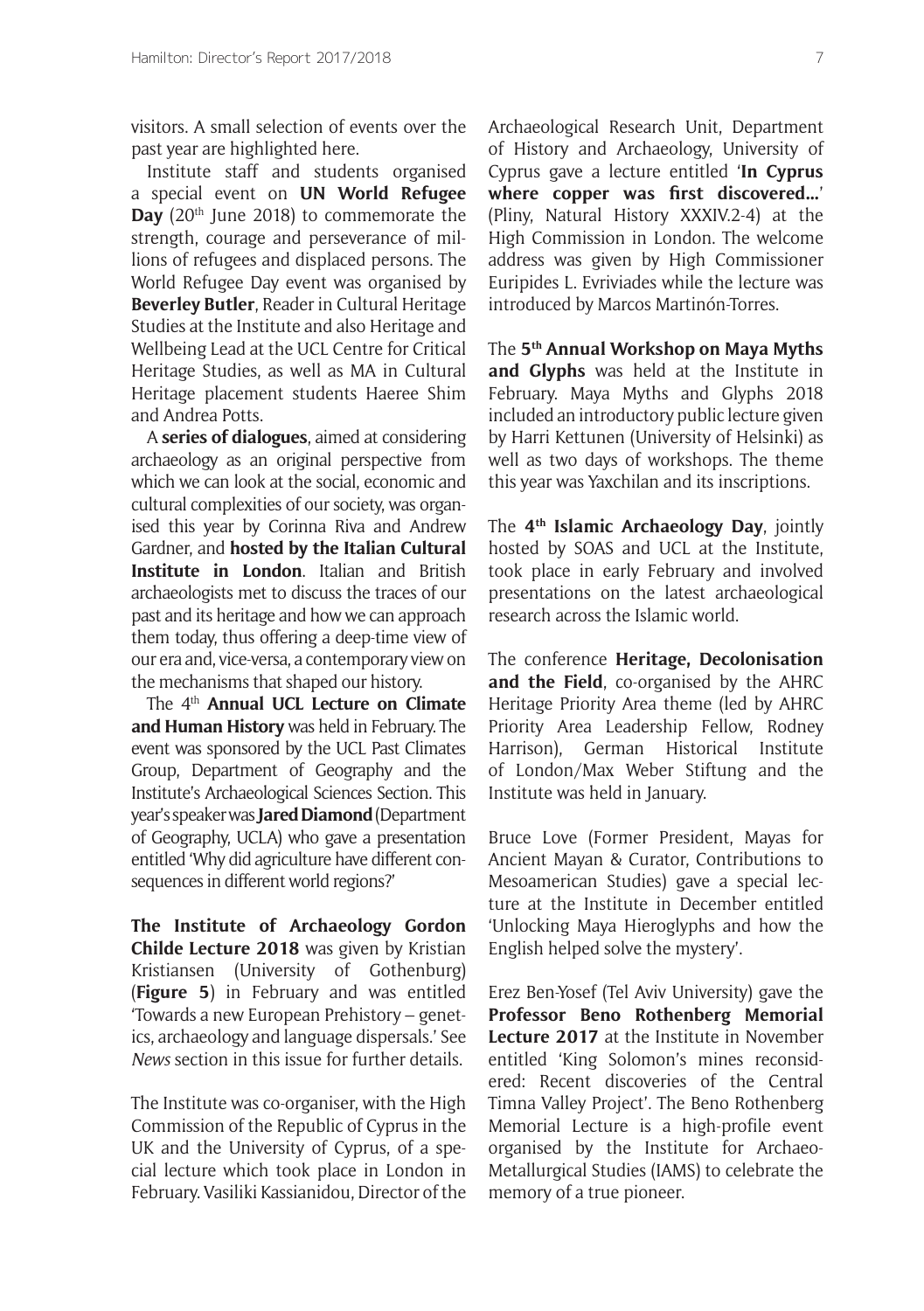visitors. A small selection of events over the past year are highlighted here.

Institute staff and students organised a special event on **UN World Refugee Day** (20th June 2018) to commemorate the strength, courage and perseverance of millions of refugees and displaced persons. The World Refugee Day event was organised by **Beverley Butler**, Reader in Cultural Heritage Studies at the Institute and also Heritage and Wellbeing Lead at the UCL Centre for Critical Heritage Studies, as well as MA in Cultural Heritage placement students Haeree Shim and Andrea Potts.

A **series of dialogues**, aimed at considering archaeology as an original perspective from which we can look at the social, economic and cultural complexities of our society, was organised this year by Corinna Riva and Andrew Gardner, and **hosted by the Italian Cultural Institute in London**. Italian and British archaeologists met to discuss the traces of our past and its heritage and how we can approach them today, thus offering a deep-time view of our era and, vice-versa, a contemporary view on the mechanisms that shaped our history.

The 4th **Annual UCL Lecture on Climate and Human History** was held in February. The event was sponsored by the UCL Past Climates Group, Department of Geography and the Institute's Archaeological Sciences Section. This year's speaker was **Jared Diamond** (Department of Geography, UCLA) who gave a presentation entitled 'Why did agriculture have different consequences in different world regions?'

**The Institute of Archaeology Gordon Childe Lecture 2018** was given by Kristian Kristiansen (University of Gothenburg) (**Figure 5**) in February and was entitled 'Towards a new European Prehistory – genetics, archaeology and language dispersals.' See *News* section in this issue for further details.

The Institute was co-organiser, with the High Commission of the Republic of Cyprus in the UK and the University of Cyprus, of a special lecture which took place in London in February. Vasiliki Kassianidou, Director of the Archaeological Research Unit, Department of History and Archaeology, University of Cyprus gave a lecture entitled '**In Cyprus where copper was first discovered…**' (Pliny, Natural History XXXIV.2-4) at the High Commission in London. The welcome address was given by High Commissioner Euripides L. Evriviades while the lecture was introduced by Marcos Martinón-Torres.

The **5th Annual Workshop on Maya Myths and Glyphs** was held at the Institute in February. Maya Myths and Glyphs 2018 included an introductory public lecture given by Harri Kettunen (University of Helsinki) as well as two days of workshops. The theme this year was Yaxchilan and its inscriptions.

The **4th Islamic Archaeology Day**, jointly hosted by SOAS and UCL at the Institute, took place in early February and involved presentations on the latest archaeological research across the Islamic world.

The conference **Heritage, Decolonisation and the Field**, co-organised by the AHRC Heritage Priority Area theme (led by AHRC Priority Area Leadership Fellow, Rodney Harrison), German Historical Institute of London/Max Weber Stiftung and the Institute was held in January.

Bruce Love (Former President, Mayas for Ancient Mayan & Curator, Contributions to Mesoamerican Studies) gave a special lecture at the Institute in December entitled 'Unlocking Maya Hieroglyphs and how the English helped solve the mystery'.

Erez Ben-Yosef (Tel Aviv University) gave the **Professor Beno Rothenberg Memorial Lecture 2017** at the Institute in November entitled 'King Solomon's mines reconsidered: Recent discoveries of the Central Timna Valley Project'. The Beno Rothenberg Memorial Lecture is a high-profile event organised by the Institute for Archaeo-Metallurgical Studies (IAMS) to celebrate the memory of a true pioneer.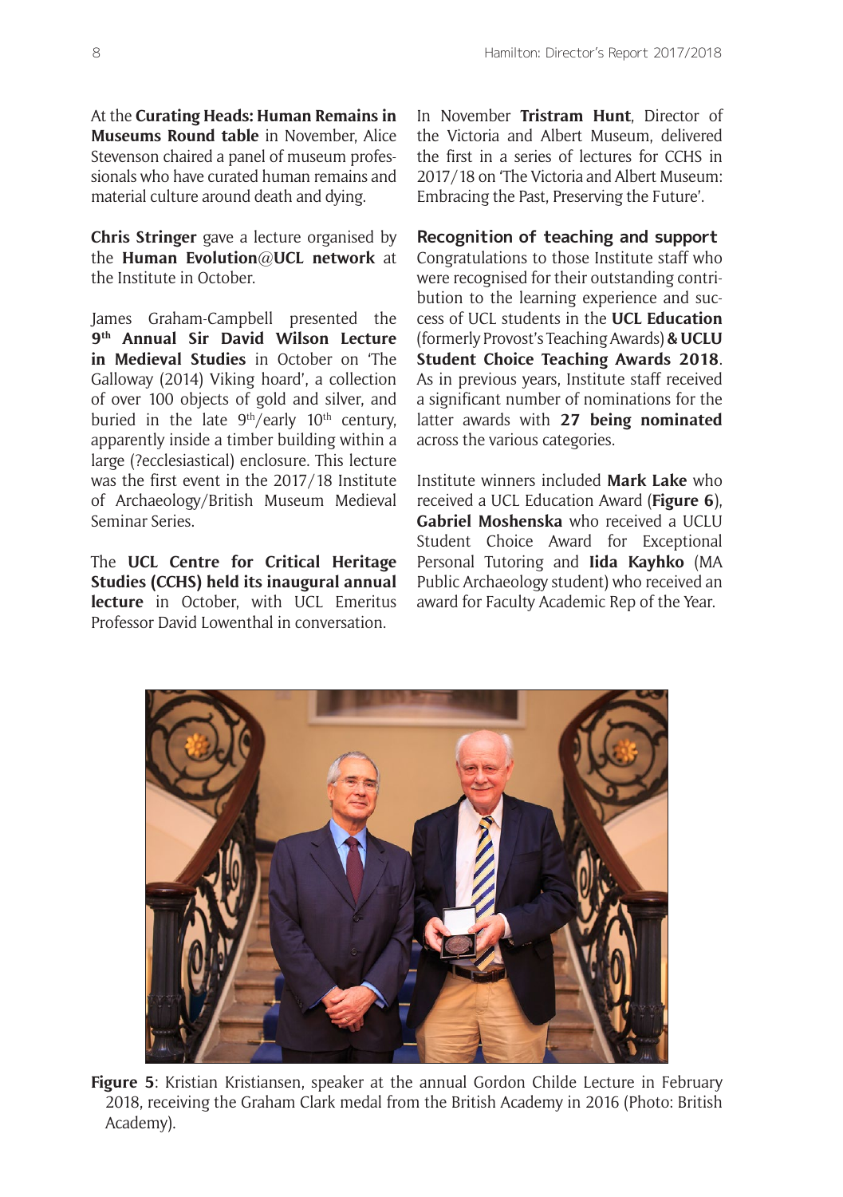At the **Curating Heads: Human Remains in Museums Round table** in November, Alice Stevenson chaired a panel of museum professionals who have curated human remains and material culture around death and dying.

**Chris Stringer** gave a lecture organised by the **Human Evolution@UCL network** at the Institute in October.

James Graham-Campbell presented the **9th Annual Sir David Wilson Lecture in Medieval Studies** in October on 'The Galloway (2014) Viking hoard', a collection of over 100 objects of gold and silver, and buried in the late 9th/early 10th century, apparently inside a timber building within a large (?ecclesiastical) enclosure. This lecture was the first event in the 2017/18 Institute of Archaeology/British Museum Medieval Seminar Series.

The **UCL Centre for Critical Heritage Studies (CCHS) held its inaugural annual lecture** in October, with UCL Emeritus Professor David Lowenthal in conversation.

In November **Tristram Hunt**, Director of the Victoria and Albert Museum, delivered the first in a series of lectures for CCHS in 2017/18 on 'The Victoria and Albert Museum: Embracing the Past, Preserving the Future'.

## Recognition of teaching and support

Congratulations to those Institute staff who were recognised for their outstanding contribution to the learning experience and success of UCL students in the **UCL Education** (formerly Provost's Teaching Awards) **& UCLU Student Choice Teaching Awards 2018**. As in previous years, Institute staff received a significant number of nominations for the latter awards with **27 being nominated** across the various categories.

Institute winners included **Mark Lake** who received a UCL Education Award (**Figure 6**), **Gabriel Moshenska** who received a UCLU Student Choice Award for Exceptional Personal Tutoring and **Iida Kayhko** (MA Public Archaeology student) who received an award for Faculty Academic Rep of the Year.

**Figure 5**: Kristian Kristiansen, speaker at the annual Gordon Childe Lecture in February 2018, receiving the Graham Clark medal from the British Academy in 2016 (Photo: British Academy).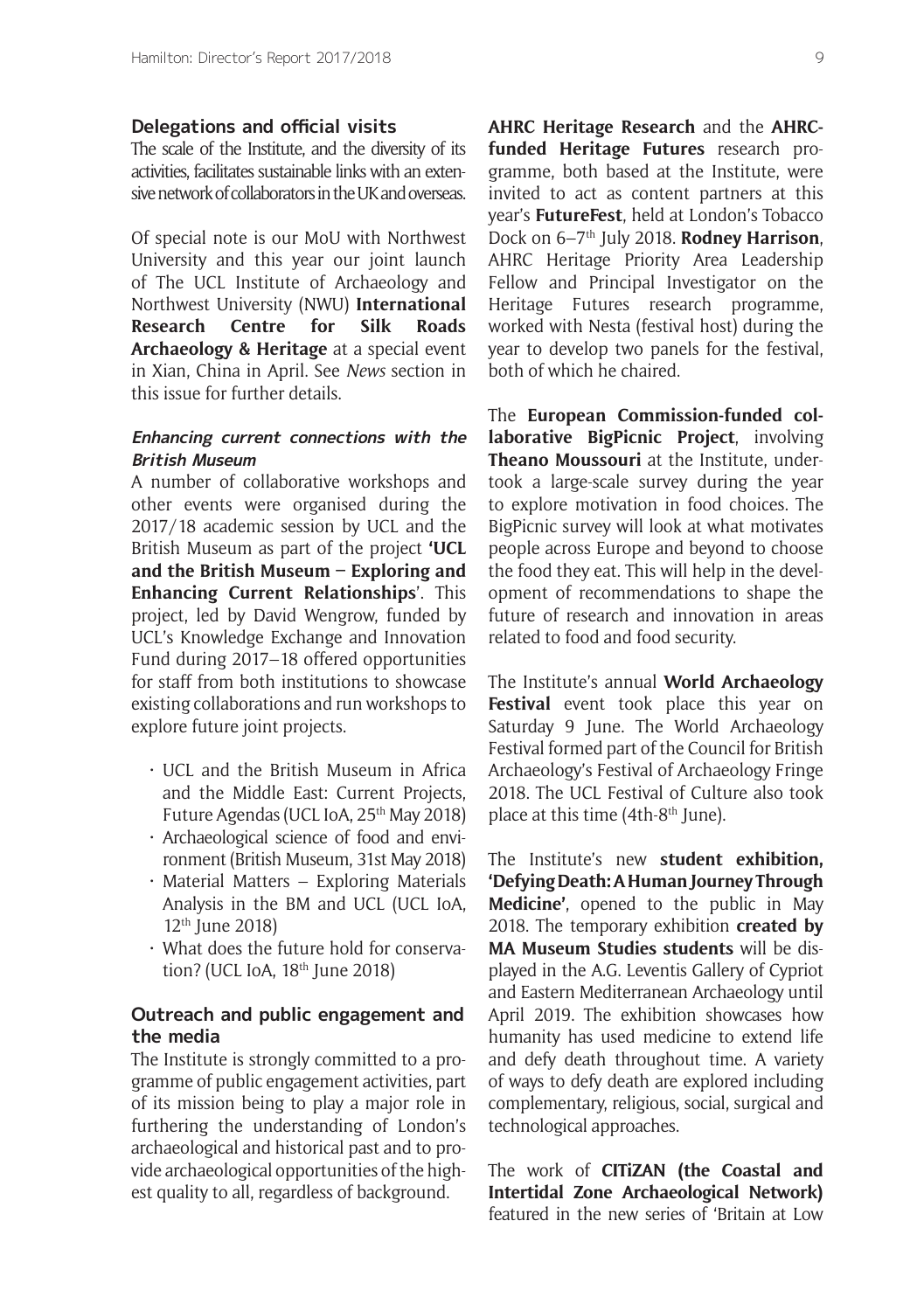### Delegations and official visits

The scale of the Institute, and the diversity of its activities, facilitates sustainable links with an extensive network of collaborators in the UK and overseas.

Of special note is our MoU with Northwest University and this year our joint launch of The UCL Institute of Archaeology and Northwest University (NWU) **International Research Centre for Silk Roads Archaeology & Heritage** at a special event in Xian, China in April. See *News* section in this issue for further details.

#### *Enhancing current connections with the British Museum*

A number of collaborative workshops and other events were organised during the 2017/18 academic session by UCL and the British Museum as part of the project **'UCL and the British Museum – Exploring and Enhancing Current Relationships**'. This project, led by David Wengrow, funded by UCL's Knowledge Exchange and Innovation Fund during 2017–18 offered opportunities for staff from both institutions to showcase existing collaborations and run workshops to explore future joint projects.

- UCL and the British Museum in Africa and the Middle East: Current Projects, Future Agendas (UCL IoA, 25th May 2018)
- Archaeological science of food and environment (British Museum, 31st May 2018)
- Material Matters – Exploring Materials Analysis in the BM and UCL (UCL IoA, 12th June 2018)
- What does the future hold for conservation? (UCL IoA, 18th June 2018)

### Outreach and public engagement and the media

The Institute is strongly committed to a programme of public engagement activities, part of its mission being to play a major role in furthering the understanding of London's archaeological and historical past and to provide archaeological opportunities of the highest quality to all, regardless of background.

**AHRC Heritage Research** and the **AHRC-funded Heritage Futures** research programme, both based at the Institute, were invited to act as content partners at this year's **FutureFest**, held at London's Tobacco Dock on 6–7th July 2018. **Rodney Harrison**, AHRC Heritage Priority Area Leadership Fellow and Principal Investigator on the Heritage Futures research programme, worked with Nesta (festival host) during the year to develop two panels for the festival, both of which he chaired.

The **European Commission-funded collaborative BigPicnic Project**, involving **Theano Moussouri** at the Institute, undertook a large-scale survey during the year to explore motivation in food choices. The BigPicnic survey will look at what motivates people across Europe and beyond to choose the food they eat. This will help in the development of recommendations to shape the future of research and innovation in areas related to food and food security.

The Institute's annual **World Archaeology Festival** event took place this year on Saturday 9 June. The World Archaeology Festival formed part of the Council for British Archaeology's Festival of Archaeology Fringe 2018. The UCL Festival of Culture also took place at this time (4th-8th June).

The Institute's new **student exhibition, 'Defying Death: A Human Journey Through Medicine'**, opened to the public in May 2018. The temporary exhibition **created by MA Museum Studies students** will be displayed in the A.G. Leventis Gallery of Cypriot and Eastern Mediterranean Archaeology until April 2019. The exhibition showcases how humanity has used medicine to extend life and defy death throughout time. A variety of ways to defy death are explored including complementary, religious, social, surgical and technological approaches.

The work of **CITiZAN (the Coastal and Intertidal Zone Archaeological Network)** featured in the new series of 'Britain at Low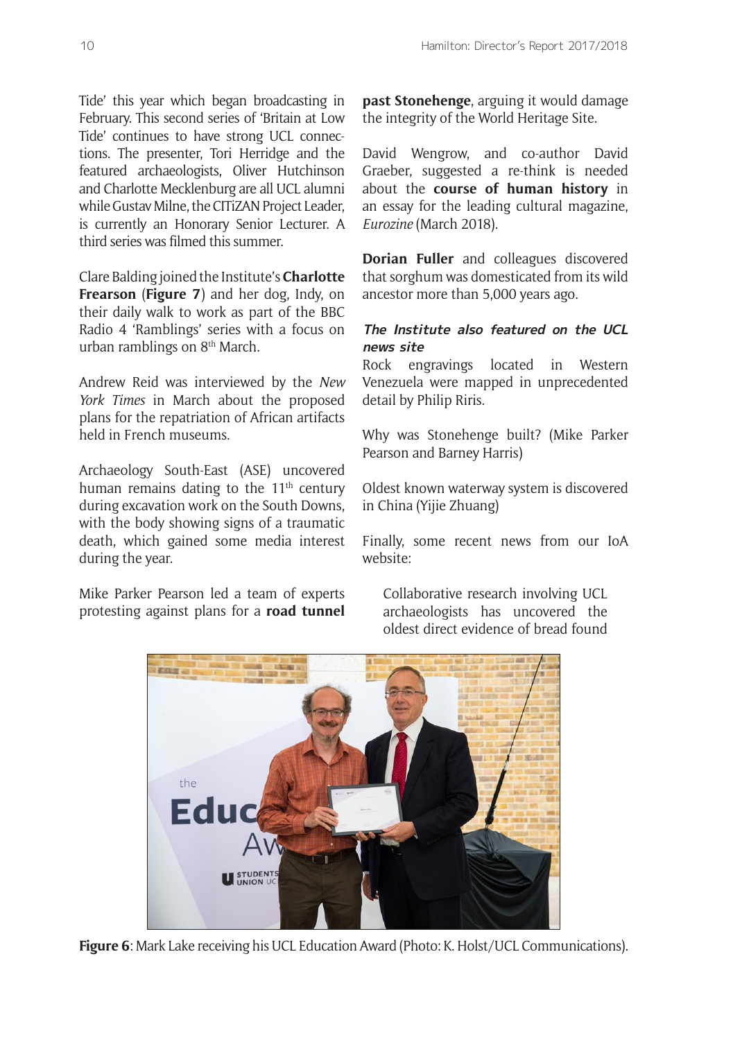Tide' this year which began broadcasting in February. This second series of 'Britain at Low Tide' continues to have strong UCL connections. The presenter, Tori Herridge and the featured archaeologists, Oliver Hutchinson and Charlotte Mecklenburg are all UCL alumni while Gustav Milne, the CITiZAN Project Leader, is currently an Honorary Senior Lecturer. A third series was filmed this summer.

Clare Balding joined the Institute's **Charlotte Frearson** (**Figure 7**) and her dog, Indy, on their daily walk to work as part of the BBC Radio 4 'Ramblings' series with a focus on urban ramblings on 8th March.

Andrew Reid was interviewed by the *New York Times* in March about the proposed plans for the repatriation of African artifacts held in French museums.

Archaeology South-East (ASE) uncovered human remains dating to the 11th century during excavation work on the South Downs, with the body showing signs of a traumatic death, which gained some media interest during the year.

Mike Parker Pearson led a team of experts protesting against plans for a **road tunnel past Stonehenge**, arguing it would damage the integrity of the World Heritage Site.

David Wengrow, and co-author David Graeber, suggested a re-think is needed about the **course of human history** in an essay for the leading cultural magazine, *Eurozine* (March 2018).

**Dorian Fuller** and colleagues discovered that sorghum was domesticated from its wild ancestor more than 5,000 years ago.

***The Institute also featured on the UCL news site***

Rock engravings located in Western Venezuela were mapped in unprecedented detail by Philip Riris.

Why was Stonehenge built? (Mike Parker Pearson and Barney Harris)

Oldest known waterway system is discovered in China (Yijie Zhuang)

Finally, some recent news from our IoA website:

> Collaborative research involving UCL archaeologists has uncovered the oldest direct evidence of bread found

**Figure 6**: Mark Lake receiving his UCL Education Award (Photo: K. Holst/UCL Communications).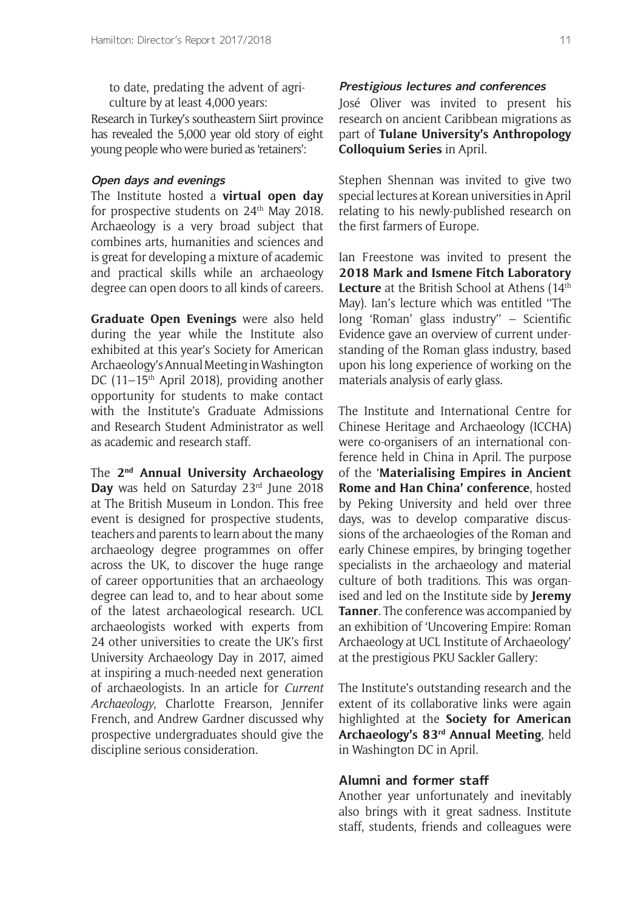to date, predating the advent of agriculture by at least 4,000 years:

Research in Turkey's southeastern Siirt province has revealed the 5,000 year old story of eight young people who were buried as 'retainers':

#### *Open days and evenings*

The Institute hosted a **virtual open day** for prospective students on 24th May 2018. Archaeology is a very broad subject that combines arts, humanities and sciences and is great for developing a mixture of academic and practical skills while an archaeology degree can open doors to all kinds of careers.

**Graduate Open Evenings** were also held during the year while the Institute also exhibited at this year's Society for American Archaeology's Annual Meeting in Washington DC (11–15th April 2018), providing another opportunity for students to make contact with the Institute's Graduate Admissions and Research Student Administrator as well as academic and research staff.

The **2nd Annual University Archaeology Day** was held on Saturday 23rd June 2018 at The British Museum in London. This free event is designed for prospective students, teachers and parents to learn about the many archaeology degree programmes on offer across the UK, to discover the huge range of career opportunities that an archaeology degree can lead to, and to hear about some of the latest archaeological research. UCL archaeologists worked with experts from 24 other universities to create the UK's first University Archaeology Day in 2017, aimed at inspiring a much-needed next generation of archaeologists. In an article for *Current Archaeology*, Charlotte Frearson, Jennifer French, and Andrew Gardner discussed why prospective undergraduates should give the discipline serious consideration.

#### *Prestigious lectures and conferences*

José Oliver was invited to present his research on ancient Caribbean migrations as part of **Tulane University's Anthropology Colloquium Series** in April.

Stephen Shennan was invited to give two special lectures at Korean universities in April relating to his newly-published research on the first farmers of Europe.

Ian Freestone was invited to present the **2018 Mark and Ismene Fitch Laboratory Lecture** at the British School at Athens (14th May). Ian's lecture which was entitled ''The long 'Roman' glass industry'' – Scientific Evidence gave an overview of current understanding of the Roman glass industry, based upon his long experience of working on the materials analysis of early glass.

The Institute and International Centre for Chinese Heritage and Archaeology (ICCHA) were co-organisers of an international conference held in China in April. The purpose of the '**Materialising Empires in Ancient Rome and Han China' conference**, hosted by Peking University and held over three days, was to develop comparative discussions of the archaeologies of the Roman and early Chinese empires, by bringing together specialists in the archaeology and material culture of both traditions. This was organised and led on the Institute side by **Jeremy Tanner**. The conference was accompanied by an exhibition of 'Uncovering Empire: Roman Archaeology at UCL Institute of Archaeology' at the prestigious PKU Sackler Gallery:

The Institute's outstanding research and the extent of its collaborative links were again highlighted at the **Society for American Archaeology's 83rd Annual Meeting**, held in Washington DC in April.

### Alumni and former staff

Another year unfortunately and inevitably also brings with it great sadness. Institute staff, students, friends and colleagues were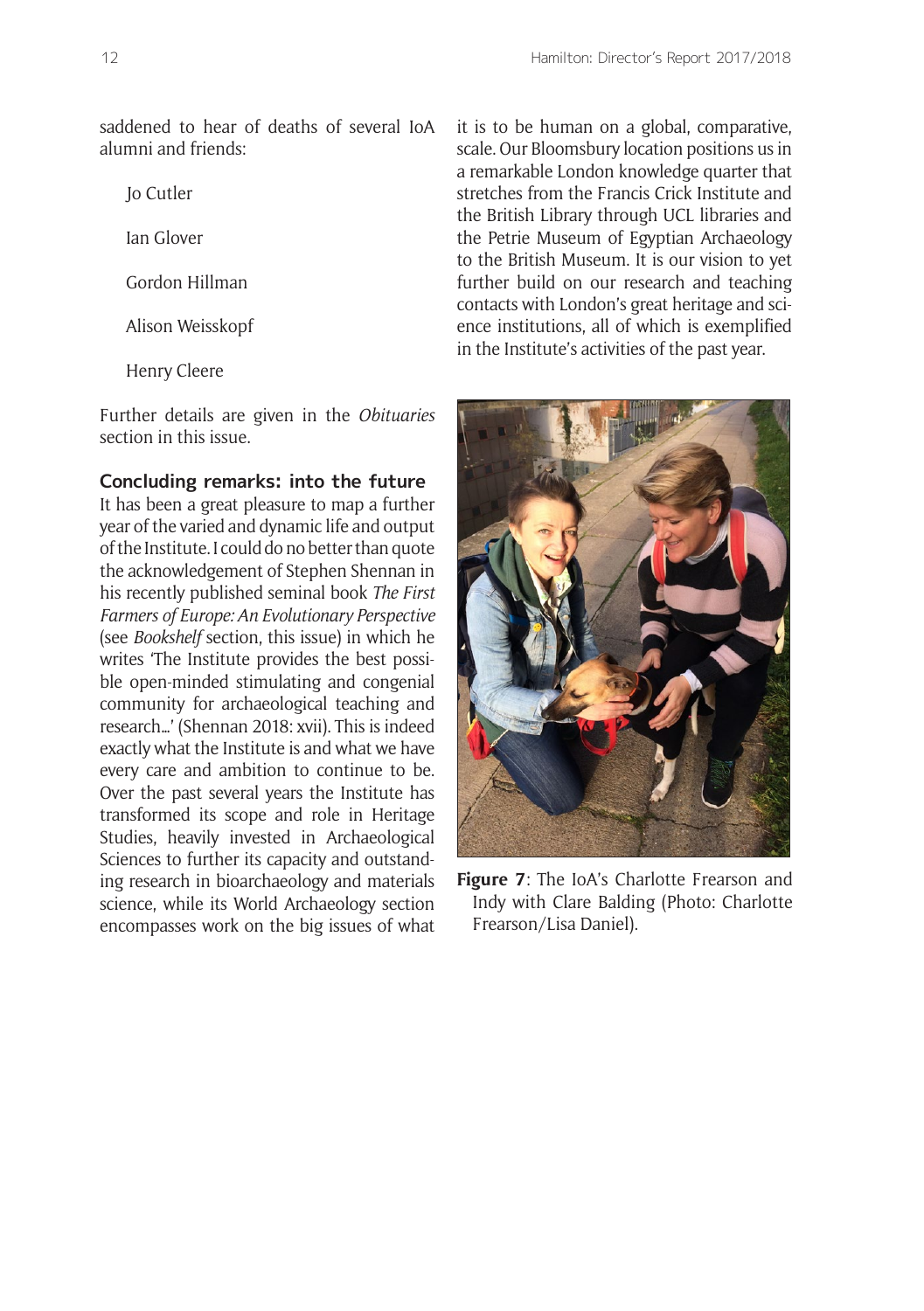saddened to hear of deaths of several IoA alumni and friends:

Jo Cutler

Ian Glover

Gordon Hillman

Alison Weisskopf

Henry Cleere

Further details are given in the *Obituaries* section in this issue.

### Concluding remarks: into the future

It has been a great pleasure to map a further year of the varied and dynamic life and output of the Institute. I could do no better than quote the acknowledgement of Stephen Shennan in his recently published seminal book *The First Farmers of Europe: An Evolutionary Perspective* (see *Bookshelf* section, this issue) in which he writes 'The Institute provides the best possible open-minded stimulating and congenial community for archaeological teaching and research...' (Shennan 2018: xvii). This is indeed exactly what the Institute is and what we have every care and ambition to continue to be. Over the past several years the Institute has transformed its scope and role in Heritage Studies, heavily invested in Archaeological Sciences to further its capacity and outstanding research in bioarchaeology and materials science, while its World Archaeology section encompasses work on the big issues of what it is to be human on a global, comparative, scale. Our Bloomsbury location positions us in a remarkable London knowledge quarter that stretches from the Francis Crick Institute and the British Library through UCL libraries and the Petrie Museum of Egyptian Archaeology to the British Museum. It is our vision to yet further build on our research and teaching contacts with London's great heritage and science institutions, all of which is exemplified in the Institute's activities of the past year.

**Figure 7**: The IoA's Charlotte Frearson and Indy with Clare Balding (Photo: Charlotte Frearson/Lisa Daniel).